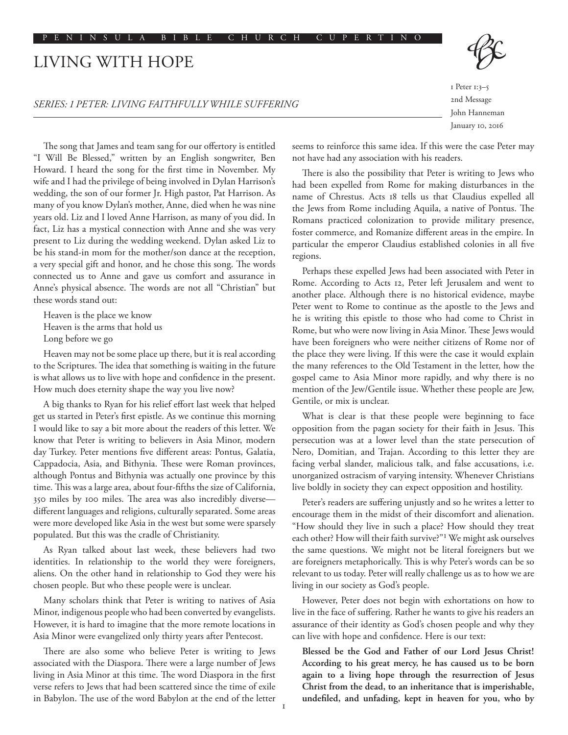PENINSULA BIBLE CHURCH CUPERTINO

# LIVING WITH HOPE

*SERIES: 1 PETER: LIVING FAITHFULLY WHILE SUFFERING*

1 Peter 1:3–5
2nd Message
John Hanneman
January 10, 2016

The song that James and team sang for our offertory is entitled "I Will Be Blessed," written by an English songwriter, Ben Howard. I heard the song for the first time in November. My wife and I had the privilege of being involved in Dylan Harrison's wedding, the son of our former Jr. High pastor, Pat Harrison. As many of you know Dylan's mother, Anne, died when he was nine years old. Liz and I loved Anne Harrison, as many of you did. In fact, Liz has a mystical connection with Anne and she was very present to Liz during the wedding weekend. Dylan asked Liz to be his stand-in mom for the mother/son dance at the reception, a very special gift and honor, and he chose this song. The words connected us to Anne and gave us comfort and assurance in Anne's physical absence. The words are not all "Christian" but these words stand out:

Heaven is the place we know
Heaven is the arms that hold us
Long before we go

Heaven may not be some place up there, but it is real according to the Scriptures. The idea that something is waiting in the future is what allows us to live with hope and confidence in the present. How much does eternity shape the way you live now?

A big thanks to Ryan for his relief effort last week that helped get us started in Peter's first epistle. As we continue this morning I would like to say a bit more about the readers of this letter. We know that Peter is writing to believers in Asia Minor, modern day Turkey. Peter mentions five different areas: Pontus, Galatia, Cappadocia, Asia, and Bithynia. These were Roman provinces, although Pontus and Bithynia was actually one province by this time. This was a large area, about four-fifths the size of California, 350 miles by 100 miles. The area was also incredibly diverse—different languages and religions, culturally separated. Some areas were more developed like Asia in the west but some were sparsely populated. But this was the cradle of Christianity.

As Ryan talked about last week, these believers had two identities. In relationship to the world they were foreigners, aliens. On the other hand in relationship to God they were his chosen people. But who these people were is unclear.

Many scholars think that Peter is writing to natives of Asia Minor, indigenous people who had been converted by evangelists. However, it is hard to imagine that the more remote locations in Asia Minor were evangelized only thirty years after Pentecost.

There are also some who believe Peter is writing to Jews associated with the Diaspora. There were a large number of Jews living in Asia Minor at this time. The word Diaspora in the first verse refers to Jews that had been scattered since the time of exile in Babylon. The use of the word Babylon at the end of the letter seems to reinforce this same idea. If this were the case Peter may not have had any association with his readers.

There is also the possibility that Peter is writing to Jews who had been expelled from Rome for making disturbances in the name of Chrestus. Acts 18 tells us that Claudius expelled all the Jews from Rome including Aquila, a native of Pontus. The Romans practiced colonization to provide military presence, foster commerce, and Romanize different areas in the empire. In particular the emperor Claudius established colonies in all five regions.

Perhaps these expelled Jews had been associated with Peter in Rome. According to Acts 12, Peter left Jerusalem and went to another place. Although there is no historical evidence, maybe Peter went to Rome to continue as the apostle to the Jews and he is writing this epistle to those who had come to Christ in Rome, but who were now living in Asia Minor. These Jews would have been foreigners who were neither citizens of Rome nor of the place they were living. If this were the case it would explain the many references to the Old Testament in the letter, how the gospel came to Asia Minor more rapidly, and why there is no mention of the Jew/Gentile issue. Whether these people are Jew, Gentile, or mix is unclear.

What is clear is that these people were beginning to face opposition from the pagan society for their faith in Jesus. This persecution was at a lower level than the state persecution of Nero, Domitian, and Trajan. According to this letter they are facing verbal slander, malicious talk, and false accusations, i.e. unorganized ostracism of varying intensity. Whenever Christians live boldly in society they can expect opposition and hostility.

Peter's readers are suffering unjustly and so he writes a letter to encourage them in the midst of their discomfort and alienation. "How should they live in such a place? How should they treat each other? How will their faith survive?"[1] We might ask ourselves the same questions. We might not be literal foreigners but we are foreigners metaphorically. This is why Peter's words can be so relevant to us today. Peter will really challenge us as to how we are living in our society as God's people.

However, Peter does not begin with exhortations on how to live in the face of suffering. Rather he wants to give his readers an assurance of their identity as God's chosen people and why they can live with hope and confidence. Here is our text:

**Blessed be the God and Father of our Lord Jesus Christ! According to his great mercy, he has caused us to be born again to a living hope through the resurrection of Jesus Christ from the dead, to an inheritance that is imperishable, undefiled, and unfading, kept in heaven for you, who by**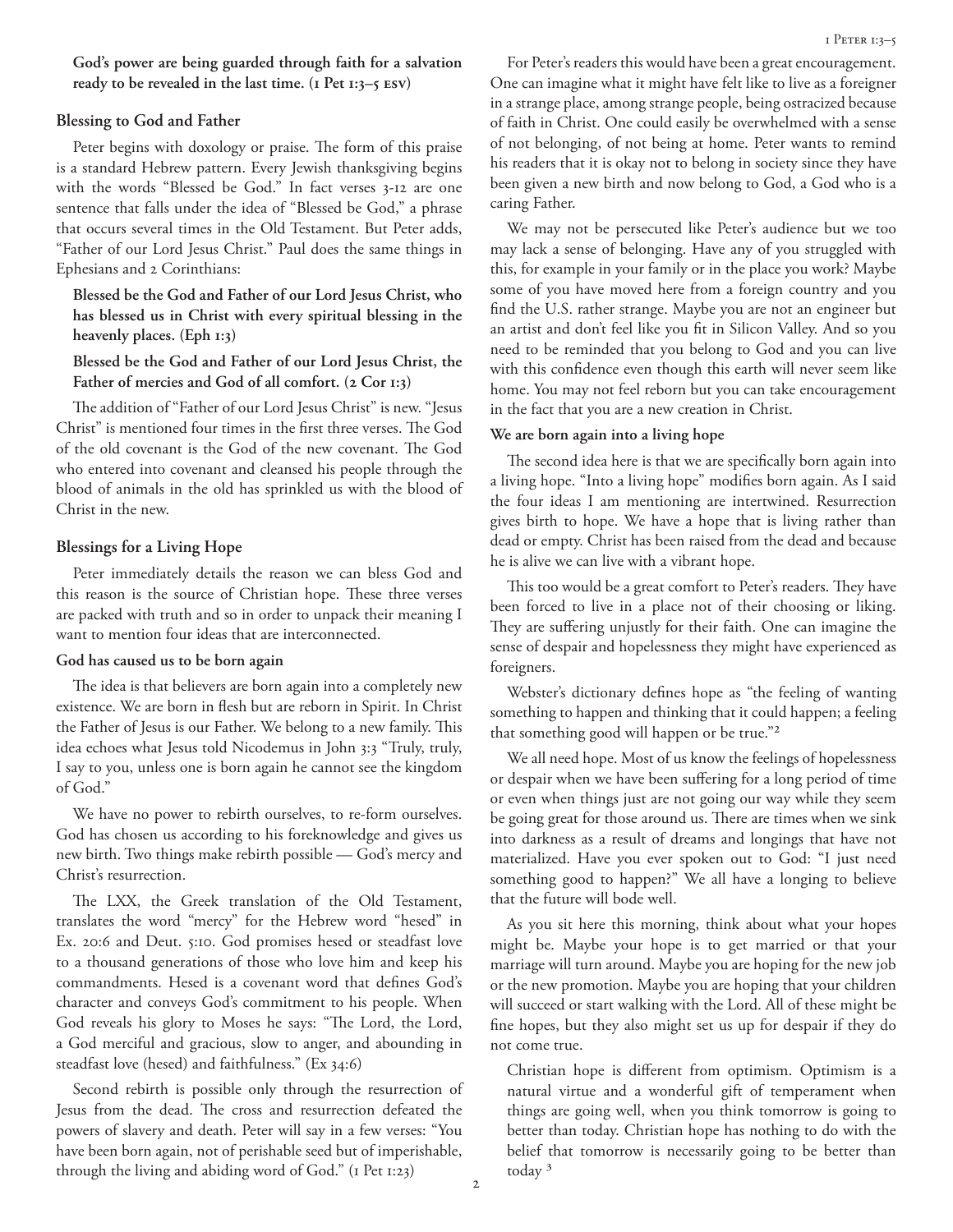**God's power are being guarded through faith for a salvation ready to be revealed in the last time. (1 Pet 1:3–5 ESV)**

### Blessing to God and Father

Peter begins with doxology or praise. The form of this praise is a standard Hebrew pattern. Every Jewish thanksgiving begins with the words "Blessed be God." In fact verses 3-12 are one sentence that falls under the idea of "Blessed be God," a phrase that occurs several times in the Old Testament. But Peter adds, "Father of our Lord Jesus Christ." Paul does the same things in Ephesians and 2 Corinthians:

> **Blessed be the God and Father of our Lord Jesus Christ, who has blessed us in Christ with every spiritual blessing in the heavenly places. (Eph 1:3)**

> **Blessed be the God and Father of our Lord Jesus Christ, the Father of mercies and God of all comfort. (2 Cor 1:3)**

The addition of "Father of our Lord Jesus Christ" is new. "Jesus Christ" is mentioned four times in the first three verses. The God of the old covenant is the God of the new covenant. The God who entered into covenant and cleansed his people through the blood of animals in the old has sprinkled us with the blood of Christ in the new.

### Blessings for a Living Hope

Peter immediately details the reason we can bless God and this reason is the source of Christian hope. These three verses are packed with truth and so in order to unpack their meaning I want to mention four ideas that are interconnected.

#### God has caused us to be born again

The idea is that believers are born again into a completely new existence. We are born in flesh but are reborn in Spirit. In Christ the Father of Jesus is our Father. We belong to a new family. This idea echoes what Jesus told Nicodemus in John 3:3 "Truly, truly, I say to you, unless one is born again he cannot see the kingdom of God."

We have no power to rebirth ourselves, to re-form ourselves. God has chosen us according to his foreknowledge and gives us new birth. Two things make rebirth possible — God's mercy and Christ's resurrection.

The LXX, the Greek translation of the Old Testament, translates the word "mercy" for the Hebrew word "hesed" in Ex. 20:6 and Deut. 5:10. God promises hesed or steadfast love to a thousand generations of those who love him and keep his commandments. Hesed is a covenant word that defines God's character and conveys God's commitment to his people. When God reveals his glory to Moses he says: "The Lord, the Lord, a God merciful and gracious, slow to anger, and abounding in steadfast love (hesed) and faithfulness." (Ex 34:6)

Second rebirth is possible only through the resurrection of Jesus from the dead. The cross and resurrection defeated the powers of slavery and death. Peter will say in a few verses: "You have been born again, not of perishable seed but of imperishable, through the living and abiding word of God." (1 Pet 1:23)

For Peter's readers this would have been a great encouragement. One can imagine what it might have felt like to live as a foreigner in a strange place, among strange people, being ostracized because of faith in Christ. One could easily be overwhelmed with a sense of not belonging, of not being at home. Peter wants to remind his readers that it is okay not to belong in society since they have been given a new birth and now belong to God, a God who is a caring Father.

We may not be persecuted like Peter's audience but we too may lack a sense of belonging. Have any of you struggled with this, for example in your family or in the place you work? Maybe some of you have moved here from a foreign country and you find the U.S. rather strange. Maybe you are not an engineer but an artist and don't feel like you fit in Silicon Valley. And so you need to be reminded that you belong to God and you can live with this confidence even though this earth will never seem like home. You may not feel reborn but you can take encouragement in the fact that you are a new creation in Christ.

#### We are born again into a living hope

The second idea here is that we are specifically born again into a living hope. "Into a living hope" modifies born again. As I said the four ideas I am mentioning are intertwined. Resurrection gives birth to hope. We have a hope that is living rather than dead or empty. Christ has been raised from the dead and because he is alive we can live with a vibrant hope.

This too would be a great comfort to Peter's readers. They have been forced to live in a place not of their choosing or liking. They are suffering unjustly for their faith. One can imagine the sense of despair and hopelessness they might have experienced as foreigners.

Webster's dictionary defines hope as "the feeling of wanting something to happen and thinking that it could happen; a feeling that something good will happen or be true."[2]

We all need hope. Most of us know the feelings of hopelessness or despair when we have been suffering for a long period of time or even when things just are not going our way while they seem be going great for those around us. There are times when we sink into darkness as a result of dreams and longings that have not materialized. Have you ever spoken out to God: "I just need something good to happen?" We all have a longing to believe that the future will bode well.

As you sit here this morning, think about what your hopes might be. Maybe your hope is to get married or that your marriage will turn around. Maybe you are hoping for the new job or the new promotion. Maybe you are hoping that your children will succeed or start walking with the Lord. All of these might be fine hopes, but they also might set us up for despair if they do not come true.

> Christian hope is different from optimism. Optimism is a natural virtue and a wonderful gift of temperament when things are going well, when you think tomorrow is going to better than today. Christian hope has nothing to do with the belief that tomorrow is necessarily going to be better than today [3]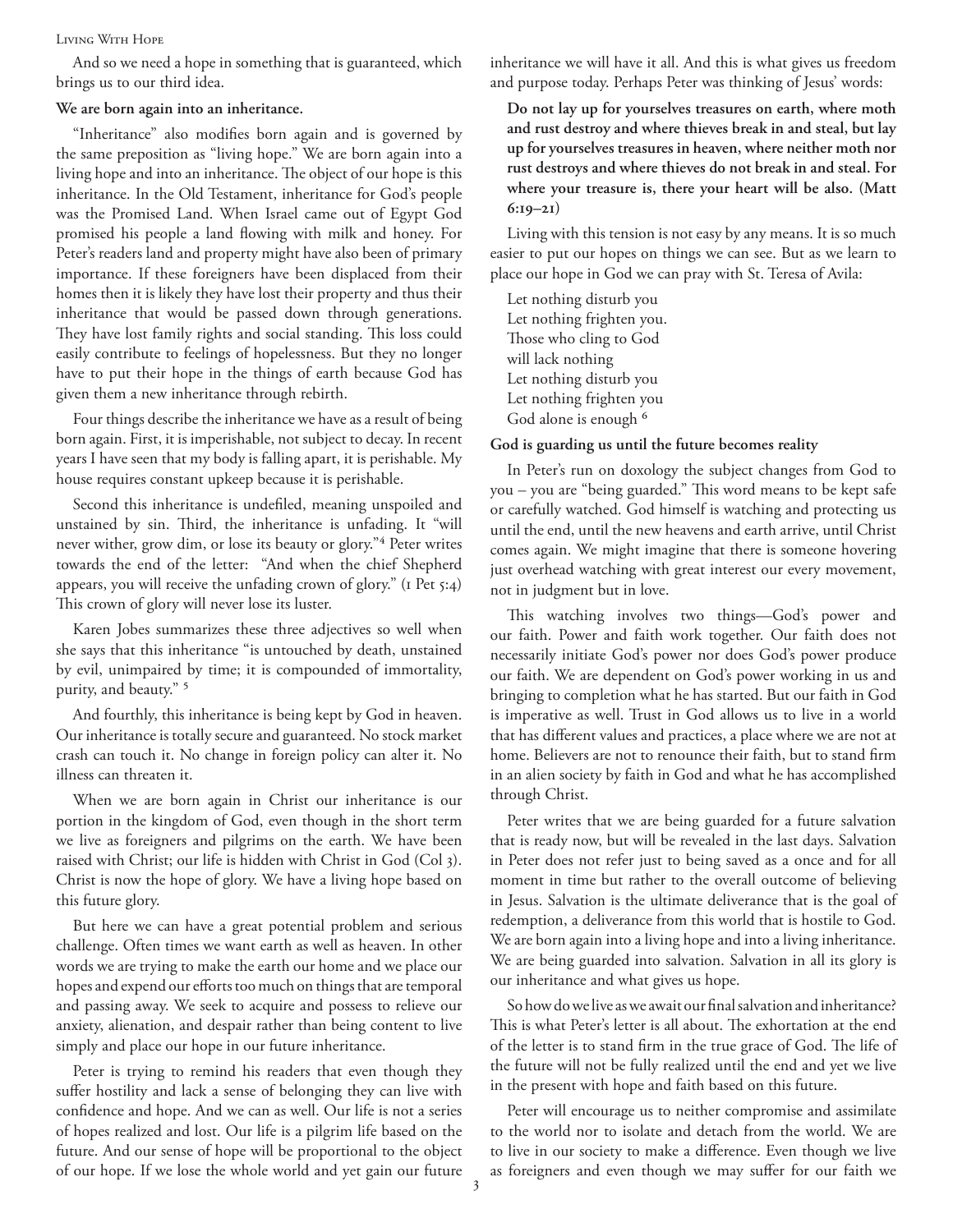And so we need a hope in something that is guaranteed, which brings us to our third idea.

**We are born again into an inheritance.**

"Inheritance" also modifies born again and is governed by the same preposition as "living hope." We are born again into a living hope and into an inheritance. The object of our hope is this inheritance. In the Old Testament, inheritance for God's people was the Promised Land. When Israel came out of Egypt God promised his people a land flowing with milk and honey. For Peter's readers land and property might have also been of primary importance. If these foreigners have been displaced from their homes then it is likely they have lost their property and thus their inheritance that would be passed down through generations. They have lost family rights and social standing. This loss could easily contribute to feelings of hopelessness. But they no longer have to put their hope in the things of earth because God has given them a new inheritance through rebirth.

Four things describe the inheritance we have as a result of being born again. First, it is imperishable, not subject to decay. In recent years I have seen that my body is falling apart, it is perishable. My house requires constant upkeep because it is perishable.

Second this inheritance is undefiled, meaning unspoiled and unstained by sin. Third, the inheritance is unfading. It "will never wither, grow dim, or lose its beauty or glory."[4] Peter writes towards the end of the letter: "And when the chief Shepherd appears, you will receive the unfading crown of glory." (1 Pet 5:4) This crown of glory will never lose its luster.

Karen Jobes summarizes these three adjectives so well when she says that this inheritance "is untouched by death, unstained by evil, unimpaired by time; it is compounded of immortality, purity, and beauty." [5]

And fourthly, this inheritance is being kept by God in heaven. Our inheritance is totally secure and guaranteed. No stock market crash can touch it. No change in foreign policy can alter it. No illness can threaten it.

When we are born again in Christ our inheritance is our portion in the kingdom of God, even though in the short term we live as foreigners and pilgrims on the earth. We have been raised with Christ; our life is hidden with Christ in God (Col 3). Christ is now the hope of glory. We have a living hope based on this future glory.

But here we can have a great potential problem and serious challenge. Often times we want earth as well as heaven. In other words we are trying to make the earth our home and we place our hopes and expend our efforts too much on things that are temporal and passing away. We seek to acquire and possess to relieve our anxiety, alienation, and despair rather than being content to live simply and place our hope in our future inheritance.

Peter is trying to remind his readers that even though they suffer hostility and lack a sense of belonging they can live with confidence and hope. And we can as well. Our life is not a series of hopes realized and lost. Our life is a pilgrim life based on the future. And our sense of hope will be proportional to the object of our hope. If we lose the whole world and yet gain our future inheritance we will have it all. And this is what gives us freedom and purpose today. Perhaps Peter was thinking of Jesus' words:

> **Do not lay up for yourselves treasures on earth, where moth and rust destroy and where thieves break in and steal, but lay up for yourselves treasures in heaven, where neither moth nor rust destroys and where thieves do not break in and steal. For where your treasure is, there your heart will be also. (Matt 6:19–21)**

Living with this tension is not easy by any means. It is so much easier to put our hopes on things we can see. But as we learn to place our hope in God we can pray with St. Teresa of Avila:

> Let nothing disturb you
> Let nothing frighten you.
> Those who cling to God
> will lack nothing
> Let nothing disturb you
> Let nothing frighten you
> God alone is enough [6]

**God is guarding us until the future becomes reality**

In Peter's run on doxology the subject changes from God to you – you are "being guarded." This word means to be kept safe or carefully watched. God himself is watching and protecting us until the end, until the new heavens and earth arrive, until Christ comes again. We might imagine that there is someone hovering just overhead watching with great interest our every movement, not in judgment but in love.

This watching involves two things—God's power and our faith. Power and faith work together. Our faith does not necessarily initiate God's power nor does God's power produce our faith. We are dependent on God's power working in us and bringing to completion what he has started. But our faith in God is imperative as well. Trust in God allows us to live in a world that has different values and practices, a place where we are not at home. Believers are not to renounce their faith, but to stand firm in an alien society by faith in God and what he has accomplished through Christ.

Peter writes that we are being guarded for a future salvation that is ready now, but will be revealed in the last days. Salvation in Peter does not refer just to being saved as a once and for all moment in time but rather to the overall outcome of believing in Jesus. Salvation is the ultimate deliverance that is the goal of redemption, a deliverance from this world that is hostile to God. We are born again into a living hope and into a living inheritance. We are being guarded into salvation. Salvation in all its glory is our inheritance and what gives us hope.

So how do we live as we await our final salvation and inheritance? This is what Peter's letter is all about. The exhortation at the end of the letter is to stand firm in the true grace of God. The life of the future will not be fully realized until the end and yet we live in the present with hope and faith based on this future.

Peter will encourage us to neither compromise and assimilate to the world nor to isolate and detach from the world. We are to live in our society to make a difference. Even though we live as foreigners and even though we may suffer for our faith we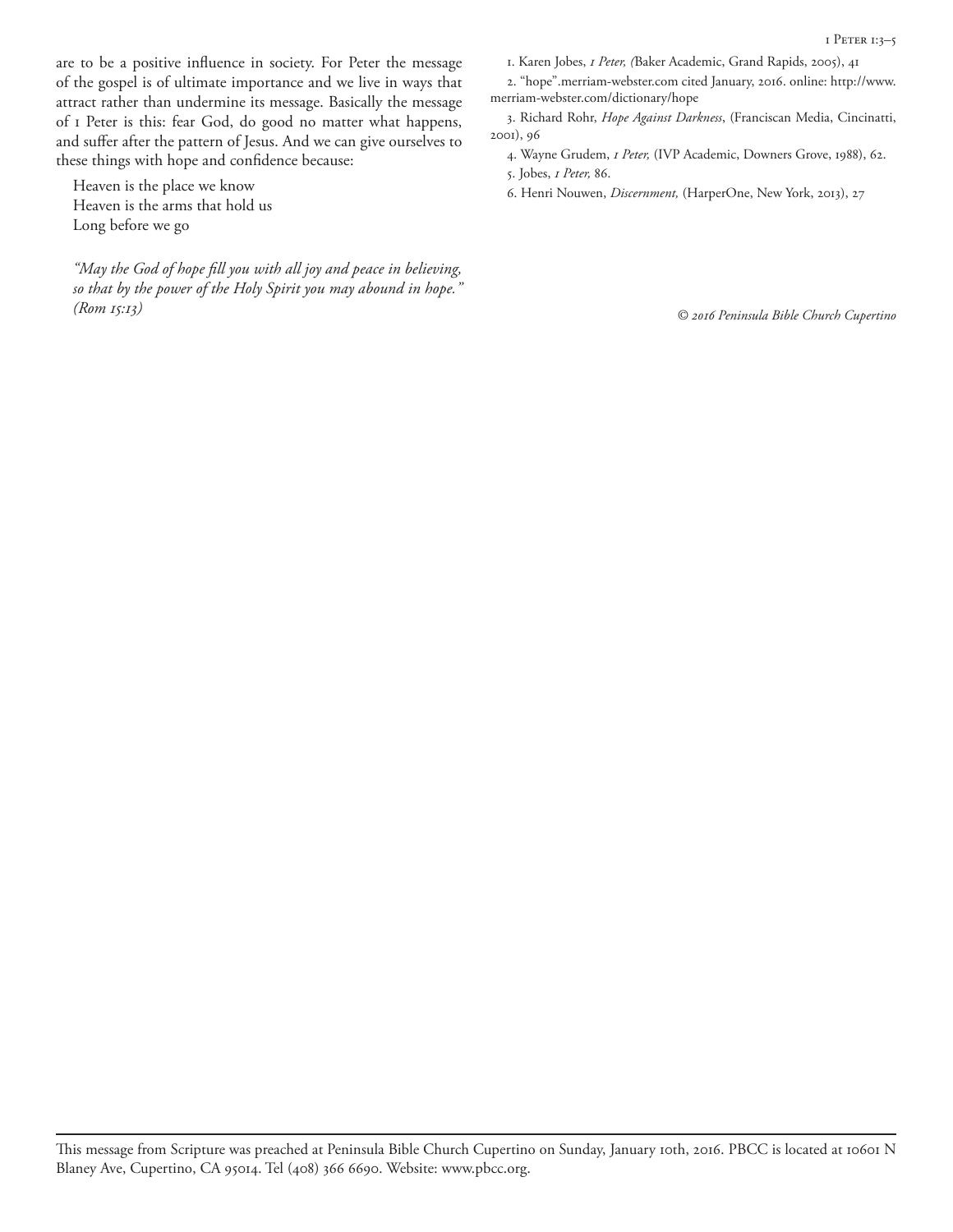are to be a positive influence in society. For Peter the message of the gospel is of ultimate importance and we live in ways that attract rather than undermine its message. Basically the message of 1 Peter is this: fear God, do good no matter what happens, and suffer after the pattern of Jesus. And we can give ourselves to these things with hope and confidence because:

Heaven is the place we know  
Heaven is the arms that hold us  
Long before we go

*"May the God of hope fill you with all joy and peace in believing, so that by the power of the Holy Spirit you may abound in hope." (Rom 15:13)*

1. Karen Jobes, *1 Peter, (*Baker Academic, Grand Rapids, 2005), 41

2. "hope".merriam-webster.com cited January, 2016. online: http://www.merriam-webster.com/dictionary/hope

3. Richard Rohr, *Hope Against Darkness*, (Franciscan Media, Cincinatti, 2001), 96

4. Wayne Grudem, *1 Peter,* (IVP Academic, Downers Grove, 1988), 62.

5. Jobes, *1 Peter,* 86.

6. Henri Nouwen, *Discernment,* (HarperOne, New York, 2013), 27

*© 2016 Peninsula Bible Church Cupertino*

This message from Scripture was preached at Peninsula Bible Church Cupertino on Sunday, January 10th, 2016. PBCC is located at 10601 N Blaney Ave, Cupertino, CA 95014. Tel (408) 366 6690. Website: www.pbcc.org.